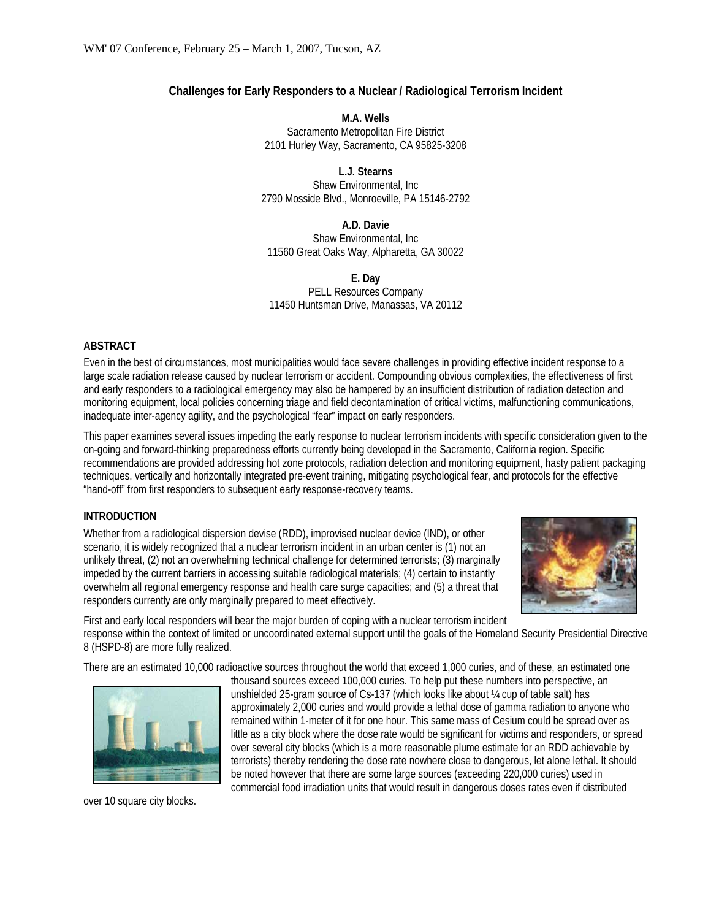# Challenges for Early Responders to a Nuclear / Radiological Terrorism Incident

**M.A. Wells**
Sacramento Metropolitan Fire District
2101 Hurley Way, Sacramento, CA 95825-3208

**L.J. Stearns**
Shaw Environmental, Inc
2790 Mosside Blvd., Monroeville, PA 15146-2792

**A.D. Davie**
Shaw Environmental, Inc
11560 Great Oaks Way, Alpharetta, GA 30022

**E. Day**
PELL Resources Company
11450 Huntsman Drive, Manassas, VA 20112

## ABSTRACT

Even in the best of circumstances, most municipalities would face severe challenges in providing effective incident response to a large scale radiation release caused by nuclear terrorism or accident. Compounding obvious complexities, the effectiveness of first and early responders to a radiological emergency may also be hampered by an insufficient distribution of radiation detection and monitoring equipment, local policies concerning triage and field decontamination of critical victims, malfunctioning communications, inadequate inter-agency agility, and the psychological "fear" impact on early responders.

This paper examines several issues impeding the early response to nuclear terrorism incidents with specific consideration given to the on-going and forward-thinking preparedness efforts currently being developed in the Sacramento, California region. Specific recommendations are provided addressing hot zone protocols, radiation detection and monitoring equipment, hasty patient packaging techniques, vertically and horizontally integrated pre-event training, mitigating psychological fear, and protocols for the effective "hand-off" from first responders to subsequent early response-recovery teams.

## INTRODUCTION

Whether from a radiological dispersion devise (RDD), improvised nuclear device (IND), or other scenario, it is widely recognized that a nuclear terrorism incident in an urban center is (1) not an unlikely threat, (2) not an overwhelming technical challenge for determined terrorists; (3) marginally impeded by the current barriers in accessing suitable radiological materials; (4) certain to instantly overwhelm all regional emergency response and health care surge capacities; and (5) a threat that responders currently are only marginally prepared to meet effectively.

First and early local responders will bear the major burden of coping with a nuclear terrorism incident response within the context of limited or uncoordinated external support until the goals of the Homeland Security Presidential Directive 8 (HSPD-8) are more fully realized.

There are an estimated 10,000 radioactive sources throughout the world that exceed 1,000 curies, and of these, an estimated one thousand sources exceed 100,000 curies. To help put these numbers into perspective, an unshielded 25-gram source of Cs-137 (which looks like about ¼ cup of table salt) has approximately 2,000 curies and would provide a lethal dose of gamma radiation to anyone who remained within 1-meter of it for one hour. This same mass of Cesium could be spread over as little as a city block where the dose rate would be significant for victims and responders, or spread over several city blocks (which is a more reasonable plume estimate for an RDD achievable by terrorists) thereby rendering the dose rate nowhere close to dangerous, let alone lethal. It should be noted however that there are some large sources (exceeding 220,000 curies) used in commercial food irradiation units that would result in dangerous doses rates even if distributed over 10 square city blocks.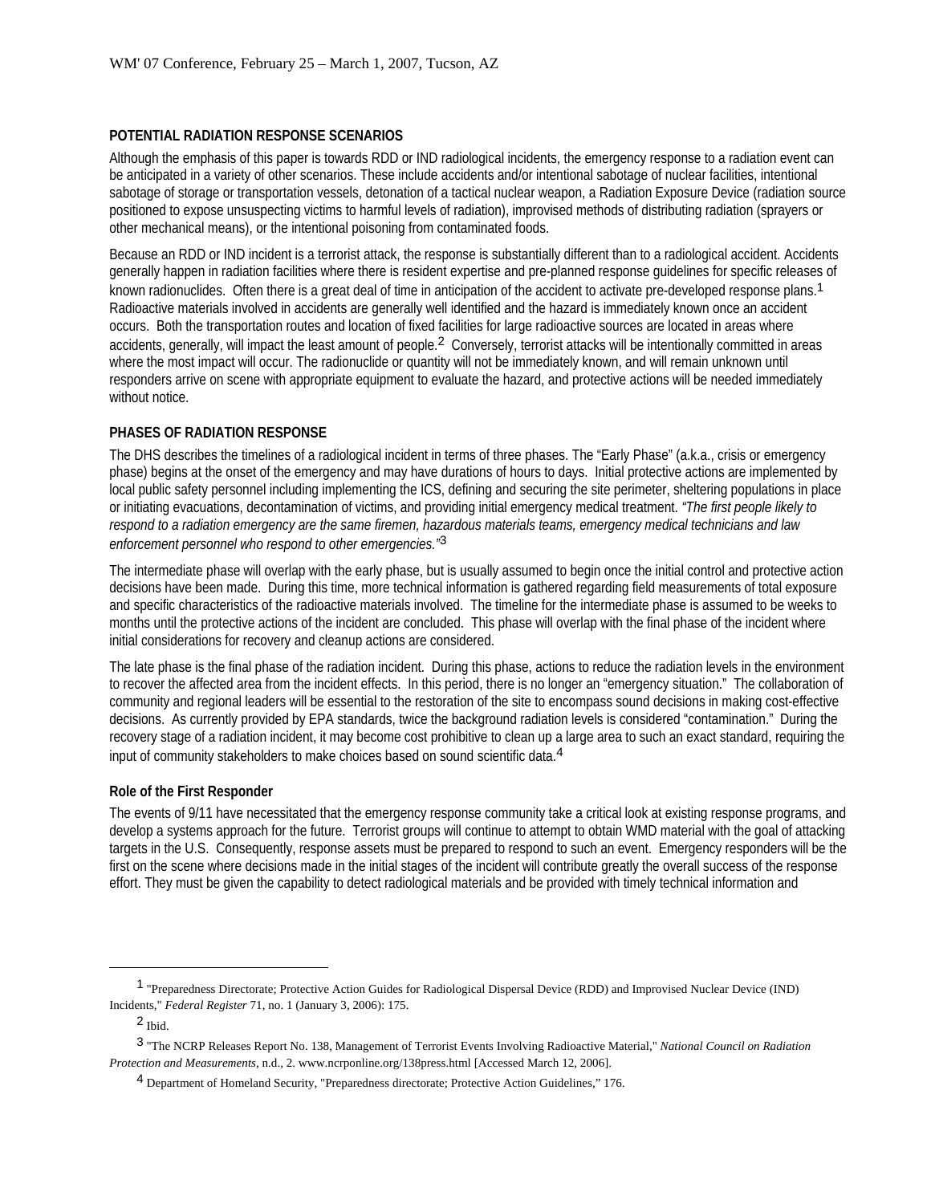**POTENTIAL RADIATION RESPONSE SCENARIOS**

Although the emphasis of this paper is towards RDD or IND radiological incidents, the emergency response to a radiation event can be anticipated in a variety of other scenarios. These include accidents and/or intentional sabotage of nuclear facilities, intentional sabotage of storage or transportation vessels, detonation of a tactical nuclear weapon, a Radiation Exposure Device (radiation source positioned to expose unsuspecting victims to harmful levels of radiation), improvised methods of distributing radiation (sprayers or other mechanical means), or the intentional poisoning from contaminated foods.

Because an RDD or IND incident is a terrorist attack, the response is substantially different than to a radiological accident. Accidents generally happen in radiation facilities where there is resident expertise and pre-planned response guidelines for specific releases of known radionuclides. Often there is a great deal of time in anticipation of the accident to activate pre-developed response plans.[1] Radioactive materials involved in accidents are generally well identified and the hazard is immediately known once an accident occurs. Both the transportation routes and location of fixed facilities for large radioactive sources are located in areas where accidents, generally, will impact the least amount of people.[2] Conversely, terrorist attacks will be intentionally committed in areas where the most impact will occur. The radionuclide or quantity will not be immediately known, and will remain unknown until responders arrive on scene with appropriate equipment to evaluate the hazard, and protective actions will be needed immediately without notice.

**PHASES OF RADIATION RESPONSE**

The DHS describes the timelines of a radiological incident in terms of three phases. The "Early Phase" (a.k.a., crisis or emergency phase) begins at the onset of the emergency and may have durations of hours to days. Initial protective actions are implemented by local public safety personnel including implementing the ICS, defining and securing the site perimeter, sheltering populations in place or initiating evacuations, decontamination of victims, and providing initial emergency medical treatment. *"The first people likely to respond to a radiation emergency are the same firemen, hazardous materials teams, emergency medical technicians and law enforcement personnel who respond to other emergencies."*[3]

The intermediate phase will overlap with the early phase, but is usually assumed to begin once the initial control and protective action decisions have been made. During this time, more technical information is gathered regarding field measurements of total exposure and specific characteristics of the radioactive materials involved. The timeline for the intermediate phase is assumed to be weeks to months until the protective actions of the incident are concluded. This phase will overlap with the final phase of the incident where initial considerations for recovery and cleanup actions are considered.

The late phase is the final phase of the radiation incident. During this phase, actions to reduce the radiation levels in the environment to recover the affected area from the incident effects. In this period, there is no longer an "emergency situation." The collaboration of community and regional leaders will be essential to the restoration of the site to encompass sound decisions in making cost-effective decisions. As currently provided by EPA standards, twice the background radiation levels is considered "contamination." During the recovery stage of a radiation incident, it may become cost prohibitive to clean up a large area to such an exact standard, requiring the input of community stakeholders to make choices based on sound scientific data.[4]

**Role of the First Responder**

The events of 9/11 have necessitated that the emergency response community take a critical look at existing response programs, and develop a systems approach for the future. Terrorist groups will continue to attempt to obtain WMD material with the goal of attacking targets in the U.S. Consequently, response assets must be prepared to respond to such an event. Emergency responders will be the first on the scene where decisions made in the initial stages of the incident will contribute greatly the overall success of the response effort. They must be given the capability to detect radiological materials and be provided with timely technical information and

---

[1] "Preparedness Directorate; Protective Action Guides for Radiological Dispersal Device (RDD) and Improvised Nuclear Device (IND) Incidents," *Federal Register* 71, no. 1 (January 3, 2006): 175.

[2] Ibid.

[3] "The NCRP Releases Report No. 138, Management of Terrorist Events Involving Radioactive Material," *National Council on Radiation Protection and Measurements*, n.d., 2. www.ncrponline.org/138press.html [Accessed March 12, 2006].

[4] Department of Homeland Security, "Preparedness directorate; Protective Action Guidelines," 176.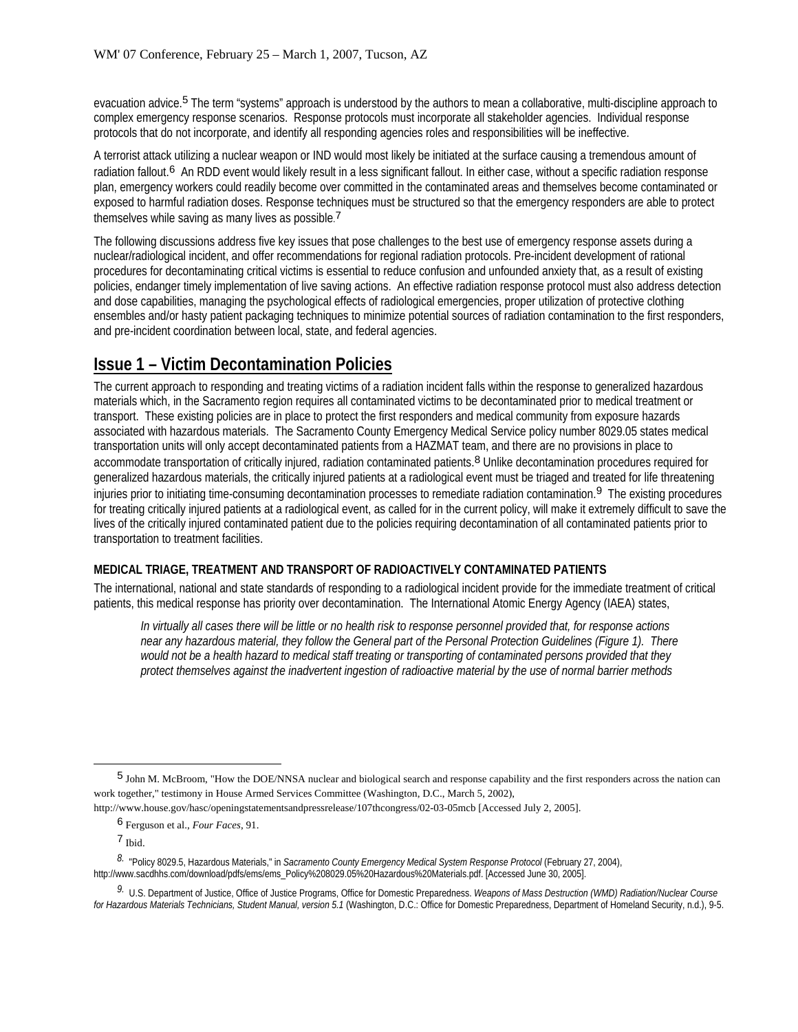evacuation advice.[5] The term “systems” approach is understood by the authors to mean a collaborative, multi-discipline approach to complex emergency response scenarios. Response protocols must incorporate all stakeholder agencies. Individual response protocols that do not incorporate, and identify all responding agencies roles and responsibilities will be ineffective.

A terrorist attack utilizing a nuclear weapon or IND would most likely be initiated at the surface causing a tremendous amount of radiation fallout.[6] An RDD event would likely result in a less significant fallout. In either case, without a specific radiation response plan, emergency workers could readily become over committed in the contaminated areas and themselves become contaminated or exposed to harmful radiation doses. Response techniques must be structured so that the emergency responders are able to protect themselves while saving as many lives as possible.[7]

The following discussions address five key issues that pose challenges to the best use of emergency response assets during a nuclear/radiological incident, and offer recommendations for regional radiation protocols. Pre-incident development of rational procedures for decontaminating critical victims is essential to reduce confusion and unfounded anxiety that, as a result of existing policies, endanger timely implementation of live saving actions. An effective radiation response protocol must also address detection and dose capabilities, managing the psychological effects of radiological emergencies, proper utilization of protective clothing ensembles and/or hasty patient packaging techniques to minimize potential sources of radiation contamination to the first responders, and pre-incident coordination between local, state, and federal agencies.

## Issue 1 – Victim Decontamination Policies

The current approach to responding and treating victims of a radiation incident falls within the response to generalized hazardous materials which, in the Sacramento region requires all contaminated victims to be decontaminated prior to medical treatment or transport. These existing policies are in place to protect the first responders and medical community from exposure hazards associated with hazardous materials. The Sacramento County Emergency Medical Service policy number 8029.05 states medical transportation units will only accept decontaminated patients from a HAZMAT team, and there are no provisions in place to accommodate transportation of critically injured, radiation contaminated patients.[8] Unlike decontamination procedures required for generalized hazardous materials, the critically injured patients at a radiological event must be triaged and treated for life threatening injuries prior to initiating time-consuming decontamination processes to remediate radiation contamination.[9] The existing procedures for treating critically injured patients at a radiological event, as called for in the current policy, will make it extremely difficult to save the lives of the critically injured contaminated patient due to the policies requiring decontamination of all contaminated patients prior to transportation to treatment facilities.

### MEDICAL TRIAGE, TREATMENT AND TRANSPORT OF RADIOACTIVELY CONTAMINATED PATIENTS

The international, national and state standards of responding to a radiological incident provide for the immediate treatment of critical patients, this medical response has priority over decontamination. The International Atomic Energy Agency (IAEA) states,

> *In virtually all cases there will be little or no health risk to response personnel provided that, for response actions near any hazardous material, they follow the General part of the Personal Protection Guidelines (Figure 1). There would not be a health hazard to medical staff treating or transporting of contaminated persons provided that they protect themselves against the inadvertent ingestion of radioactive material by the use of normal barrier methods*

---

[5] John M. McBroom, "How the DOE/NNSA nuclear and biological search and response capability and the first responders across the nation can work together," testimony in House Armed Services Committee (Washington, D.C., March 5, 2002), http://www.house.gov/hasc/openingstatementsandpressrelease/107thcongress/02-03-05mcb [Accessed July 2, 2005].

[6] Ferguson et al., *Four Faces*, 91.

[7] Ibid.

[8] "Policy 8029.5, Hazardous Materials," in *Sacramento County Emergency Medical System Response Protocol* (February 27, 2004), http://www.sacdhhs.com/download/pdfs/ems/ems_Policy%208029.05%20Hazardous%20Materials.pdf. [Accessed June 30, 2005].

[9] U.S. Department of Justice, Office of Justice Programs, Office for Domestic Preparedness. *Weapons of Mass Destruction (WMD) Radiation/Nuclear Course for Hazardous Materials Technicians, Student Manual, version 5.1* (Washington, D.C.: Office for Domestic Preparedness, Department of Homeland Security, n.d.), 9-5.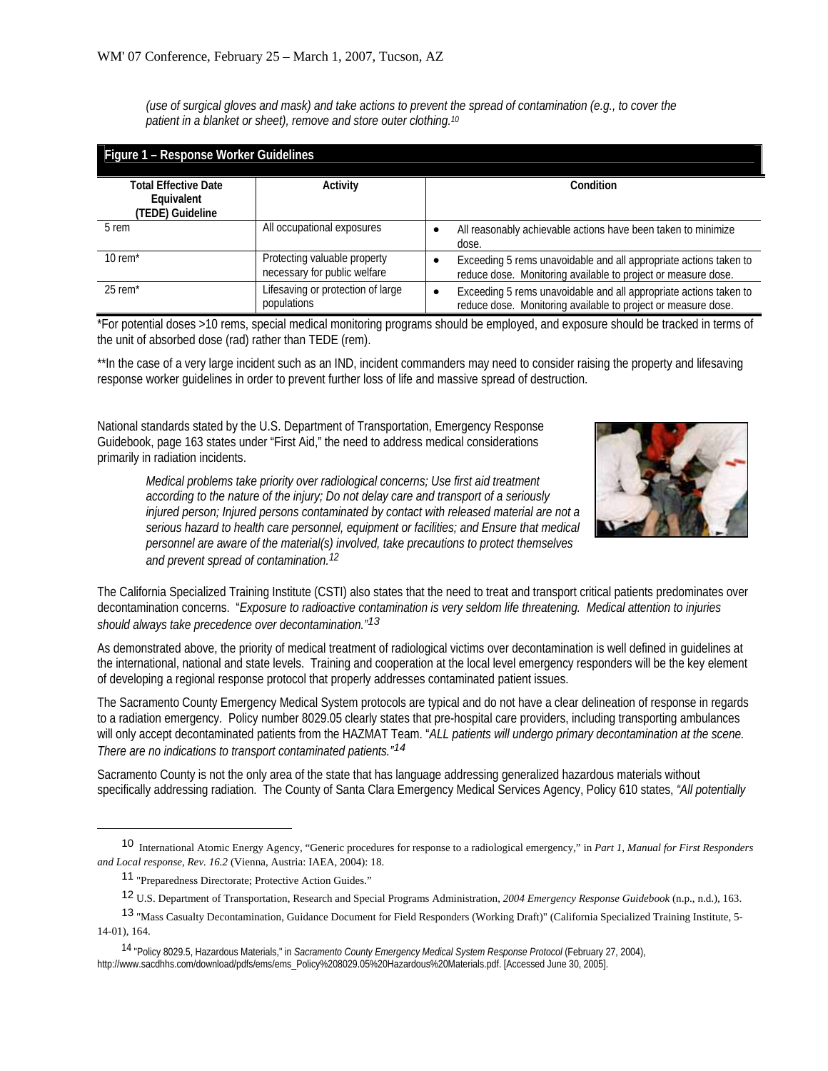*(use of surgical gloves and mask) and take actions to prevent the spread of contamination (e.g., to cover the patient in a blanket or sheet), remove and store outer clothing.*[10]

**Figure 1 – Response Worker Guidelines**

| Total Effective Date Equivalent (TEDE) Guideline | Activity | Condition |
|---|---|---|
| 5 rem | All occupational exposures | • All reasonably achievable actions have been taken to minimize dose. |
| 10 rem* | Protecting valuable property necessary for public welfare | • Exceeding 5 rems unavoidable and all appropriate actions taken to reduce dose. Monitoring available to project or measure dose. |
| 25 rem* | Lifesaving or protection of large populations | • Exceeding 5 rems unavoidable and all appropriate actions taken to reduce dose. Monitoring available to project or measure dose. |

*For potential doses >10 rems, special medical monitoring programs should be employed, and exposure should be tracked in terms of the unit of absorbed dose (rad) rather than TEDE (rem).

**In the case of a very large incident such as an IND, incident commanders may need to consider raising the property and lifesaving response worker guidelines in order to prevent further loss of life and massive spread of destruction.

National standards stated by the U.S. Department of Transportation, Emergency Response Guidebook, page 163 states under "First Aid," the need to address medical considerations primarily in radiation incidents.

> *Medical problems take priority over radiological concerns; Use first aid treatment according to the nature of the injury; Do not delay care and transport of a seriously injured person; Injured persons contaminated by contact with released material are not a serious hazard to health care personnel, equipment or facilities; and Ensure that medical personnel are aware of the material(s) involved, take precautions to protect themselves and prevent spread of contamination.*[12]

The California Specialized Training Institute (CSTI) also states that the need to treat and transport critical patients predominates over decontamination concerns. "*Exposure to radioactive contamination is very seldom life threatening. Medical attention to injuries should always take precedence over decontamination.*"[13]

As demonstrated above, the priority of medical treatment of radiological victims over decontamination is well defined in guidelines at the international, national and state levels. Training and cooperation at the local level emergency responders will be the key element of developing a regional response protocol that properly addresses contaminated patient issues.

The Sacramento County Emergency Medical System protocols are typical and do not have a clear delineation of response in regards to a radiation emergency. Policy number 8029.05 clearly states that pre-hospital care providers, including transporting ambulances will only accept decontaminated patients from the HAZMAT Team. "*ALL patients will undergo primary decontamination at the scene. There are no indications to transport contaminated patients.*"[14]

Sacramento County is not the only area of the state that has language addressing generalized hazardous materials without specifically addressing radiation. The County of Santa Clara Emergency Medical Services Agency, Policy 610 states, *"All potentially*

---

[10] International Atomic Energy Agency, "Generic procedures for response to a radiological emergency," in *Part 1, Manual for First Responders and Local response, Rev. 16.2* (Vienna, Austria: IAEA, 2004): 18.

[11] "Preparedness Directorate; Protective Action Guides."

[12] U.S. Department of Transportation, Research and Special Programs Administration, *2004 Emergency Response Guidebook* (n.p., n.d.), 163.

[13] "Mass Casualty Decontamination, Guidance Document for Field Responders (Working Draft)" (California Specialized Training Institute, 5-14-01), 164.

[14] "Policy 8029.5, Hazardous Materials," in *Sacramento County Emergency Medical System Response Protocol* (February 27, 2004), http://www.sacdhhs.com/download/pdfs/ems/ems_Policy%208029.05%20Hazardous%20Materials.pdf. [Accessed June 30, 2005].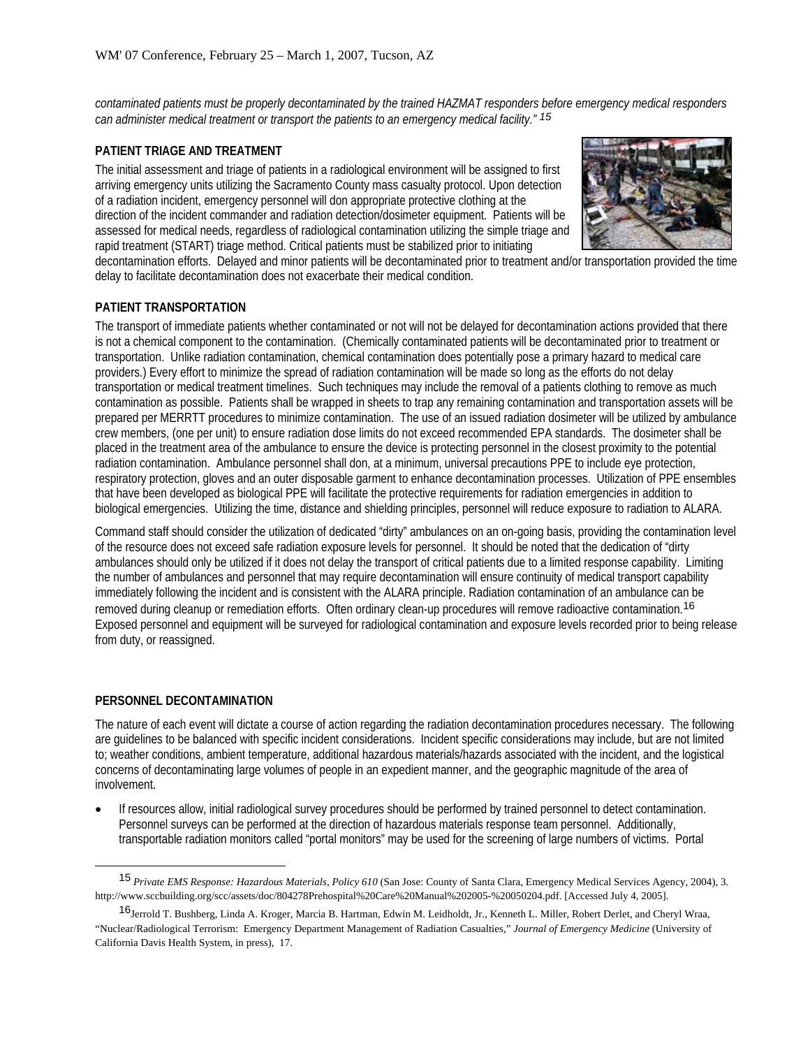*contaminated patients must be properly decontaminated by the trained HAZMAT responders before emergency medical responders can administer medical treatment or transport the patients to an emergency medical facility." [15]*

**PATIENT TRIAGE AND TREATMENT**

The initial assessment and triage of patients in a radiological environment will be assigned to first arriving emergency units utilizing the Sacramento County mass casualty protocol. Upon detection of a radiation incident, emergency personnel will don appropriate protective clothing at the direction of the incident commander and radiation detection/dosimeter equipment. Patients will be assessed for medical needs, regardless of radiological contamination utilizing the simple triage and rapid treatment (START) triage method. Critical patients must be stabilized prior to initiating decontamination efforts. Delayed and minor patients will be decontaminated prior to treatment and/or transportation provided the time delay to facilitate decontamination does not exacerbate their medical condition.

**PATIENT TRANSPORTATION**

The transport of immediate patients whether contaminated or not will not be delayed for decontamination actions provided that there is not a chemical component to the contamination. (Chemically contaminated patients will be decontaminated prior to treatment or transportation. Unlike radiation contamination, chemical contamination does potentially pose a primary hazard to medical care providers.) Every effort to minimize the spread of radiation contamination will be made so long as the efforts do not delay transportation or medical treatment timelines. Such techniques may include the removal of a patients clothing to remove as much contamination as possible. Patients shall be wrapped in sheets to trap any remaining contamination and transportation assets will be prepared per MERRTT procedures to minimize contamination. The use of an issued radiation dosimeter will be utilized by ambulance crew members, (one per unit) to ensure radiation dose limits do not exceed recommended EPA standards. The dosimeter shall be placed in the treatment area of the ambulance to ensure the device is protecting personnel in the closest proximity to the potential radiation contamination. Ambulance personnel shall don, at a minimum, universal precautions PPE to include eye protection, respiratory protection, gloves and an outer disposable garment to enhance decontamination processes. Utilization of PPE ensembles that have been developed as biological PPE will facilitate the protective requirements for radiation emergencies in addition to biological emergencies. Utilizing the time, distance and shielding principles, personnel will reduce exposure to radiation to ALARA.

Command staff should consider the utilization of dedicated "dirty" ambulances on an on-going basis, providing the contamination level of the resource does not exceed safe radiation exposure levels for personnel. It should be noted that the dedication of "dirty ambulances should only be utilized if it does not delay the transport of critical patients due to a limited response capability. Limiting the number of ambulances and personnel that may require decontamination will ensure continuity of medical transport capability immediately following the incident and is consistent with the ALARA principle. Radiation contamination of an ambulance can be removed during cleanup or remediation efforts. Often ordinary clean-up procedures will remove radioactive contamination.[16] Exposed personnel and equipment will be surveyed for radiological contamination and exposure levels recorded prior to being release from duty, or reassigned.

**PERSONNEL DECONTAMINATION**

The nature of each event will dictate a course of action regarding the radiation decontamination procedures necessary. The following are guidelines to be balanced with specific incident considerations. Incident specific considerations may include, but are not limited to; weather conditions, ambient temperature, additional hazardous materials/hazards associated with the incident, and the logistical concerns of decontaminating large volumes of people in an expedient manner, and the geographic magnitude of the area of involvement.

- If resources allow, initial radiological survey procedures should be performed by trained personnel to detect contamination. Personnel surveys can be performed at the direction of hazardous materials response team personnel. Additionally, transportable radiation monitors called "portal monitors" may be used for the screening of large numbers of victims. Portal

---

[15] *Private EMS Response: Hazardous Materials, Policy 610* (San Jose: County of Santa Clara, Emergency Medical Services Agency, 2004), 3. http://www.sccbuilding.org/scc/assets/doc/804278Prehospital%20Care%20Manual%202005-%20050204.pdf. [Accessed July 4, 2005].

[16] Jerrold T. Bushberg, Linda A. Kroger, Marcia B. Hartman, Edwin M. Leidholdt, Jr., Kenneth L. Miller, Robert Derlet, and Cheryl Wraa, "Nuclear/Radiological Terrorism: Emergency Department Management of Radiation Casualties," *Journal of Emergency Medicine* (University of California Davis Health System, in press), 17.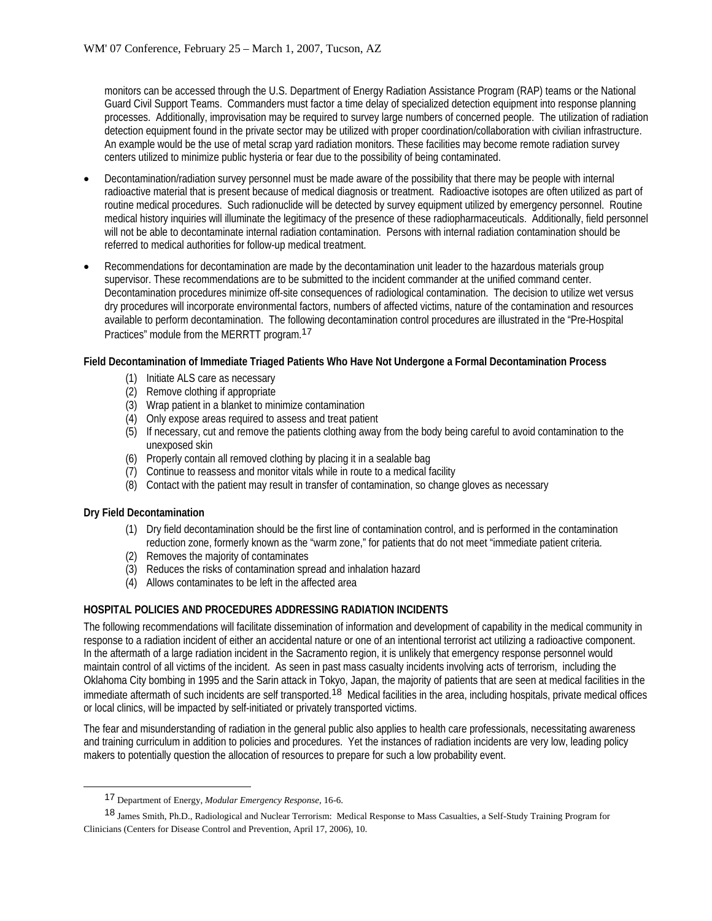monitors can be accessed through the U.S. Department of Energy Radiation Assistance Program (RAP) teams or the National Guard Civil Support Teams. Commanders must factor a time delay of specialized detection equipment into response planning processes. Additionally, improvisation may be required to survey large numbers of concerned people. The utilization of radiation detection equipment found in the private sector may be utilized with proper coordination/collaboration with civilian infrastructure. An example would be the use of metal scrap yard radiation monitors. These facilities may become remote radiation survey centers utilized to minimize public hysteria or fear due to the possibility of being contaminated.

- Decontamination/radiation survey personnel must be made aware of the possibility that there may be people with internal radioactive material that is present because of medical diagnosis or treatment. Radioactive isotopes are often utilized as part of routine medical procedures. Such radionuclide will be detected by survey equipment utilized by emergency personnel. Routine medical history inquiries will illuminate the legitimacy of the presence of these radiopharmaceuticals. Additionally, field personnel will not be able to decontaminate internal radiation contamination. Persons with internal radiation contamination should be referred to medical authorities for follow-up medical treatment.
- Recommendations for decontamination are made by the decontamination unit leader to the hazardous materials group supervisor. These recommendations are to be submitted to the incident commander at the unified command center. Decontamination procedures minimize off-site consequences of radiological contamination. The decision to utilize wet versus dry procedures will incorporate environmental factors, numbers of affected victims, nature of the contamination and resources available to perform decontamination. The following decontamination control procedures are illustrated in the "Pre-Hospital Practices" module from the MERRTT program.[17]

**Field Decontamination of Immediate Triaged Patients Who Have Not Undergone a Formal Decontamination Process**

(1) Initiate ALS care as necessary
(2) Remove clothing if appropriate
(3) Wrap patient in a blanket to minimize contamination
(4) Only expose areas required to assess and treat patient
(5) If necessary, cut and remove the patients clothing away from the body being careful to avoid contamination to the unexposed skin
(6) Properly contain all removed clothing by placing it in a sealable bag
(7) Continue to reassess and monitor vitals while in route to a medical facility
(8) Contact with the patient may result in transfer of contamination, so change gloves as necessary

**Dry Field Decontamination**

(1) Dry field decontamination should be the first line of contamination control, and is performed in the contamination reduction zone, formerly known as the "warm zone," for patients that do not meet "immediate patient criteria.
(2) Removes the majority of contaminates
(3) Reduces the risks of contamination spread and inhalation hazard
(4) Allows contaminates to be left in the affected area

## HOSPITAL POLICIES AND PROCEDURES ADDRESSING RADIATION INCIDENTS

The following recommendations will facilitate dissemination of information and development of capability in the medical community in response to a radiation incident of either an accidental nature or one of an intentional terrorist act utilizing a radioactive component. In the aftermath of a large radiation incident in the Sacramento region, it is unlikely that emergency response personnel would maintain control of all victims of the incident. As seen in past mass casualty incidents involving acts of terrorism, including the Oklahoma City bombing in 1995 and the Sarin attack in Tokyo, Japan, the majority of patients that are seen at medical facilities in the immediate aftermath of such incidents are self transported.[18] Medical facilities in the area, including hospitals, private medical offices or local clinics, will be impacted by self-initiated or privately transported victims.

The fear and misunderstanding of radiation in the general public also applies to health care professionals, necessitating awareness and training curriculum in addition to policies and procedures. Yet the instances of radiation incidents are very low, leading policy makers to potentially question the allocation of resources to prepare for such a low probability event.

---

[17] Department of Energy, *Modular Emergency Response*, 16-6.

[18] James Smith, Ph.D., Radiological and Nuclear Terrorism: Medical Response to Mass Casualties, a Self-Study Training Program for Clinicians (Centers for Disease Control and Prevention, April 17, 2006), 10.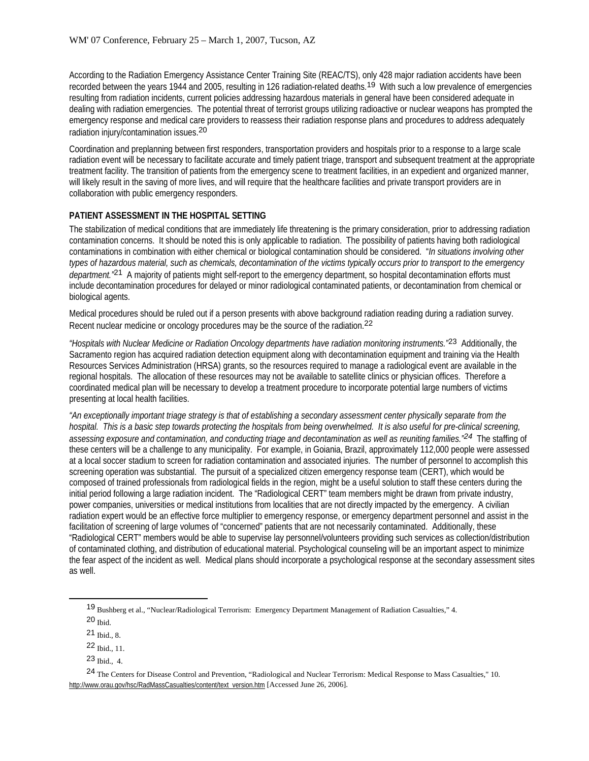According to the Radiation Emergency Assistance Center Training Site (REAC/TS), only 428 major radiation accidents have been recorded between the years 1944 and 2005, resulting in 126 radiation-related deaths.[19] With such a low prevalence of emergencies resulting from radiation incidents, current policies addressing hazardous materials in general have been considered adequate in dealing with radiation emergencies. The potential threat of terrorist groups utilizing radioactive or nuclear weapons has prompted the emergency response and medical care providers to reassess their radiation response plans and procedures to address adequately radiation injury/contamination issues.[20]

Coordination and preplanning between first responders, transportation providers and hospitals prior to a response to a large scale radiation event will be necessary to facilitate accurate and timely patient triage, transport and subsequent treatment at the appropriate treatment facility. The transition of patients from the emergency scene to treatment facilities, in an expedient and organized manner, will likely result in the saving of more lives, and will require that the healthcare facilities and private transport providers are in collaboration with public emergency responders.

**PATIENT ASSESSMENT IN THE HOSPITAL SETTING**

The stabilization of medical conditions that are immediately life threatening is the primary consideration, prior to addressing radiation contamination concerns. It should be noted this is only applicable to radiation. The possibility of patients having both radiological contaminations in combination with either chemical or biological contamination should be considered. "*In situations involving other types of hazardous material, such as chemicals, decontamination of the victims typically occurs prior to transport to the emergency department.*"[21] A majority of patients might self-report to the emergency department, so hospital decontamination efforts must include decontamination procedures for delayed or minor radiological contaminated patients, or decontamination from chemical or biological agents.

Medical procedures should be ruled out if a person presents with above background radiation reading during a radiation survey. Recent nuclear medicine or oncology procedures may be the source of the radiation.[22]

*"Hospitals with Nuclear Medicine or Radiation Oncology departments have radiation monitoring instruments."*[23] Additionally, the Sacramento region has acquired radiation detection equipment along with decontamination equipment and training via the Health Resources Services Administration (HRSA) grants, so the resources required to manage a radiological event are available in the regional hospitals. The allocation of these resources may not be available to satellite clinics or physician offices. Therefore a coordinated medical plan will be necessary to develop a treatment procedure to incorporate potential large numbers of victims presenting at local health facilities.

*"An exceptionally important triage strategy is that of establishing a secondary assessment center physically separate from the hospital. This is a basic step towards protecting the hospitals from being overwhelmed. It is also useful for pre-clinical screening, assessing exposure and contamination, and conducting triage and decontamination as well as reuniting families."*[24] The staffing of these centers will be a challenge to any municipality. For example, in Goiania, Brazil, approximately 112,000 people were assessed at a local soccer stadium to screen for radiation contamination and associated injuries. The number of personnel to accomplish this screening operation was substantial. The pursuit of a specialized citizen emergency response team (CERT), which would be composed of trained professionals from radiological fields in the region, might be a useful solution to staff these centers during the initial period following a large radiation incident. The "Radiological CERT" team members might be drawn from private industry, power companies, universities or medical institutions from localities that are not directly impacted by the emergency. A civilian radiation expert would be an effective force multiplier to emergency response, or emergency department personnel and assist in the facilitation of screening of large volumes of "concerned" patients that are not necessarily contaminated. Additionally, these "Radiological CERT" members would be able to supervise lay personnel/volunteers providing such services as collection/distribution of contaminated clothing, and distribution of educational material. Psychological counseling will be an important aspect to minimize the fear aspect of the incident as well. Medical plans should incorporate a psychological response at the secondary assessment sites as well.

---

[19] Bushberg et al., "Nuclear/Radiological Terrorism: Emergency Department Management of Radiation Casualties," 4.

[20] Ibid.

[21] Ibid., 8.

[22] Ibid., 11.

[23] Ibid., 4.

[24] The Centers for Disease Control and Prevention, "Radiological and Nuclear Terrorism: Medical Response to Mass Casualties," 10. http://www.orau.gov/hsc/RadMassCasualties/content/text_version.htm [Accessed June 26, 2006].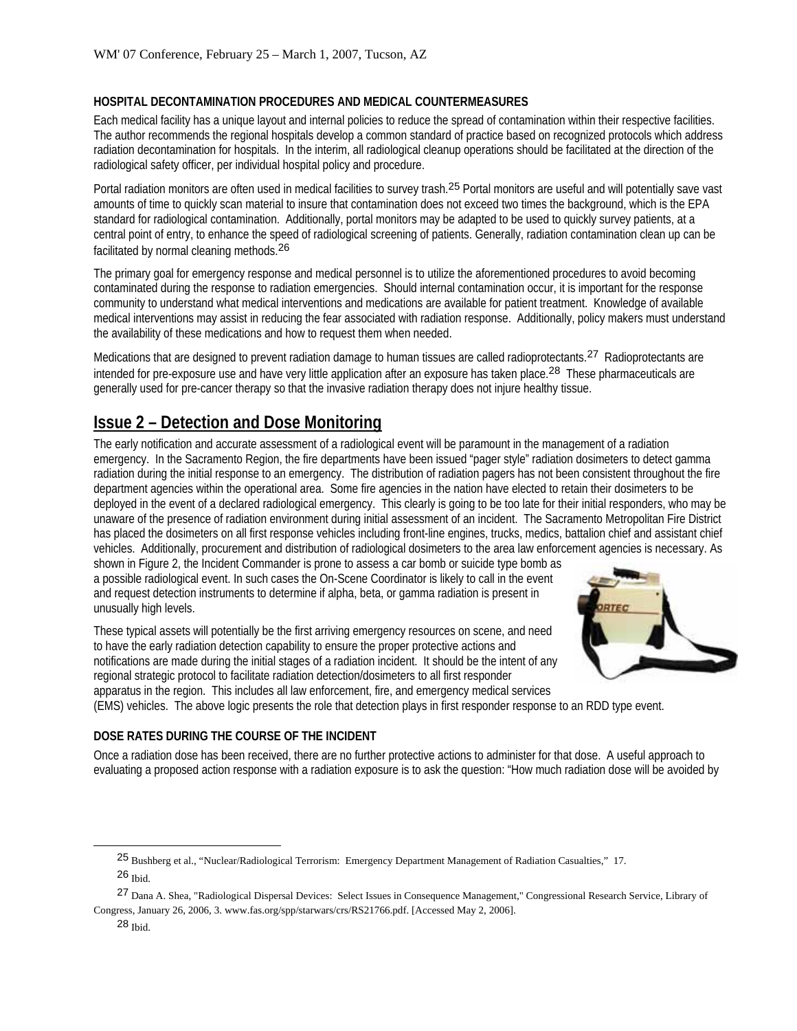#### HOSPITAL DECONTAMINATION PROCEDURES AND MEDICAL COUNTERMEASURES

Each medical facility has a unique layout and internal policies to reduce the spread of contamination within their respective facilities. The author recommends the regional hospitals develop a common standard of practice based on recognized protocols which address radiation decontamination for hospitals. In the interim, all radiological cleanup operations should be facilitated at the direction of the radiological safety officer, per individual hospital policy and procedure.

Portal radiation monitors are often used in medical facilities to survey trash.[25] Portal monitors are useful and will potentially save vast amounts of time to quickly scan material to insure that contamination does not exceed two times the background, which is the EPA standard for radiological contamination. Additionally, portal monitors may be adapted to be used to quickly survey patients, at a central point of entry, to enhance the speed of radiological screening of patients. Generally, radiation contamination clean up can be facilitated by normal cleaning methods.[26]

The primary goal for emergency response and medical personnel is to utilize the aforementioned procedures to avoid becoming contaminated during the response to radiation emergencies. Should internal contamination occur, it is important for the response community to understand what medical interventions and medications are available for patient treatment. Knowledge of available medical interventions may assist in reducing the fear associated with radiation response. Additionally, policy makers must understand the availability of these medications and how to request them when needed.

Medications that are designed to prevent radiation damage to human tissues are called radioprotectants.[27] Radioprotectants are intended for pre-exposure use and have very little application after an exposure has taken place.[28] These pharmaceuticals are generally used for pre-cancer therapy so that the invasive radiation therapy does not injure healthy tissue.

## Issue 2 – Detection and Dose Monitoring

The early notification and accurate assessment of a radiological event will be paramount in the management of a radiation emergency. In the Sacramento Region, the fire departments have been issued "pager style" radiation dosimeters to detect gamma radiation during the initial response to an emergency. The distribution of radiation pagers has not been consistent throughout the fire department agencies within the operational area. Some fire agencies in the nation have elected to retain their dosimeters to be deployed in the event of a declared radiological emergency. This clearly is going to be too late for their initial responders, who may be unaware of the presence of radiation environment during initial assessment of an incident. The Sacramento Metropolitan Fire District has placed the dosimeters on all first response vehicles including front-line engines, trucks, medics, battalion chief and assistant chief vehicles. Additionally, procurement and distribution of radiological dosimeters to the area law enforcement agencies is necessary. As shown in Figure 2, the Incident Commander is prone to assess a car bomb or suicide type bomb as a possible radiological event. In such cases the On-Scene Coordinator is likely to call in the event and request detection instruments to determine if alpha, beta, or gamma radiation is present in unusually high levels.

These typical assets will potentially be the first arriving emergency resources on scene, and need to have the early radiation detection capability to ensure the proper protective actions and notifications are made during the initial stages of a radiation incident. It should be the intent of any regional strategic protocol to facilitate radiation detection/dosimeters to all first responder apparatus in the region. This includes all law enforcement, fire, and emergency medical services (EMS) vehicles. The above logic presents the role that detection plays in first responder response to an RDD type event.

#### DOSE RATES DURING THE COURSE OF THE INCIDENT

Once a radiation dose has been received, there are no further protective actions to administer for that dose. A useful approach to evaluating a proposed action response with a radiation exposure is to ask the question: "How much radiation dose will be avoided by

---

[25] Bushberg et al., "Nuclear/Radiological Terrorism: Emergency Department Management of Radiation Casualties," 17.

[26] Ibid.

[27] Dana A. Shea, "Radiological Dispersal Devices: Select Issues in Consequence Management," Congressional Research Service, Library of Congress, January 26, 2006, 3. www.fas.org/spp/starwars/crs/RS21766.pdf. [Accessed May 2, 2006].

[28] Ibid.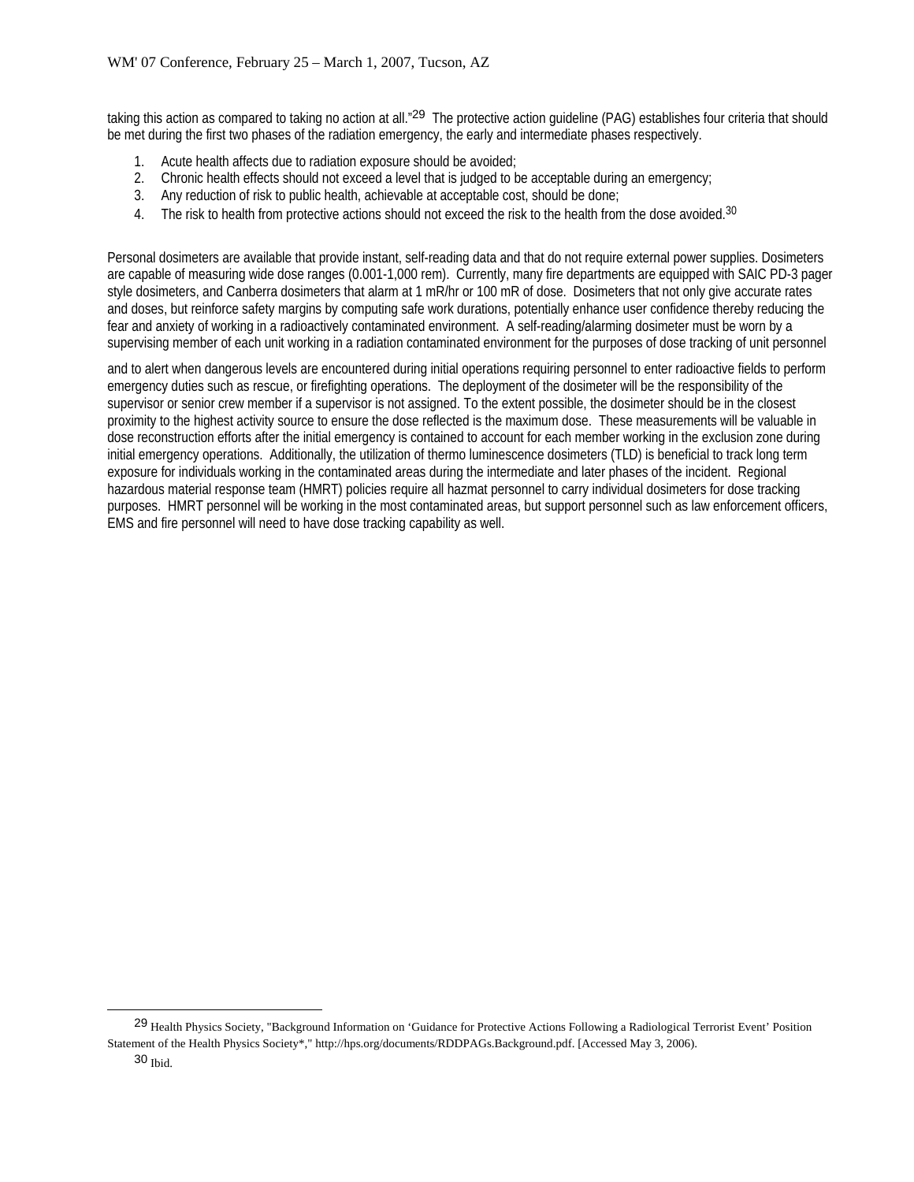taking this action as compared to taking no action at all."[29] The protective action guideline (PAG) establishes four criteria that should be met during the first two phases of the radiation emergency, the early and intermediate phases respectively.

1. Acute health affects due to radiation exposure should be avoided;
2. Chronic health effects should not exceed a level that is judged to be acceptable during an emergency;
3. Any reduction of risk to public health, achievable at acceptable cost, should be done;
4. The risk to health from protective actions should not exceed the risk to the health from the dose avoided.[30]

Personal dosimeters are available that provide instant, self-reading data and that do not require external power supplies. Dosimeters are capable of measuring wide dose ranges (0.001-1,000 rem). Currently, many fire departments are equipped with SAIC PD-3 pager style dosimeters, and Canberra dosimeters that alarm at 1 mR/hr or 100 mR of dose. Dosimeters that not only give accurate rates and doses, but reinforce safety margins by computing safe work durations, potentially enhance user confidence thereby reducing the fear and anxiety of working in a radioactively contaminated environment. A self-reading/alarming dosimeter must be worn by a supervising member of each unit working in a radiation contaminated environment for the purposes of dose tracking of unit personnel and to alert when dangerous levels are encountered during initial operations requiring personnel to enter radioactive fields to perform emergency duties such as rescue, or firefighting operations. The deployment of the dosimeter will be the responsibility of the supervisor or senior crew member if a supervisor is not assigned. To the extent possible, the dosimeter should be in the closest proximity to the highest activity source to ensure the dose reflected is the maximum dose. These measurements will be valuable in dose reconstruction efforts after the initial emergency is contained to account for each member working in the exclusion zone during initial emergency operations. Additionally, the utilization of thermo luminescence dosimeters (TLD) is beneficial to track long term exposure for individuals working in the contaminated areas during the intermediate and later phases of the incident. Regional hazardous material response team (HMRT) policies require all hazmat personnel to carry individual dosimeters for dose tracking purposes. HMRT personnel will be working in the most contaminated areas, but support personnel such as law enforcement officers, EMS and fire personnel will need to have dose tracking capability as well.

---

[29] Health Physics Society, "Background Information on 'Guidance for Protective Actions Following a Radiological Terrorist Event' Position Statement of the Health Physics Society*," http://hps.org/documents/RDDPAGs.Background.pdf. [Accessed May 3, 2006).

[30] Ibid.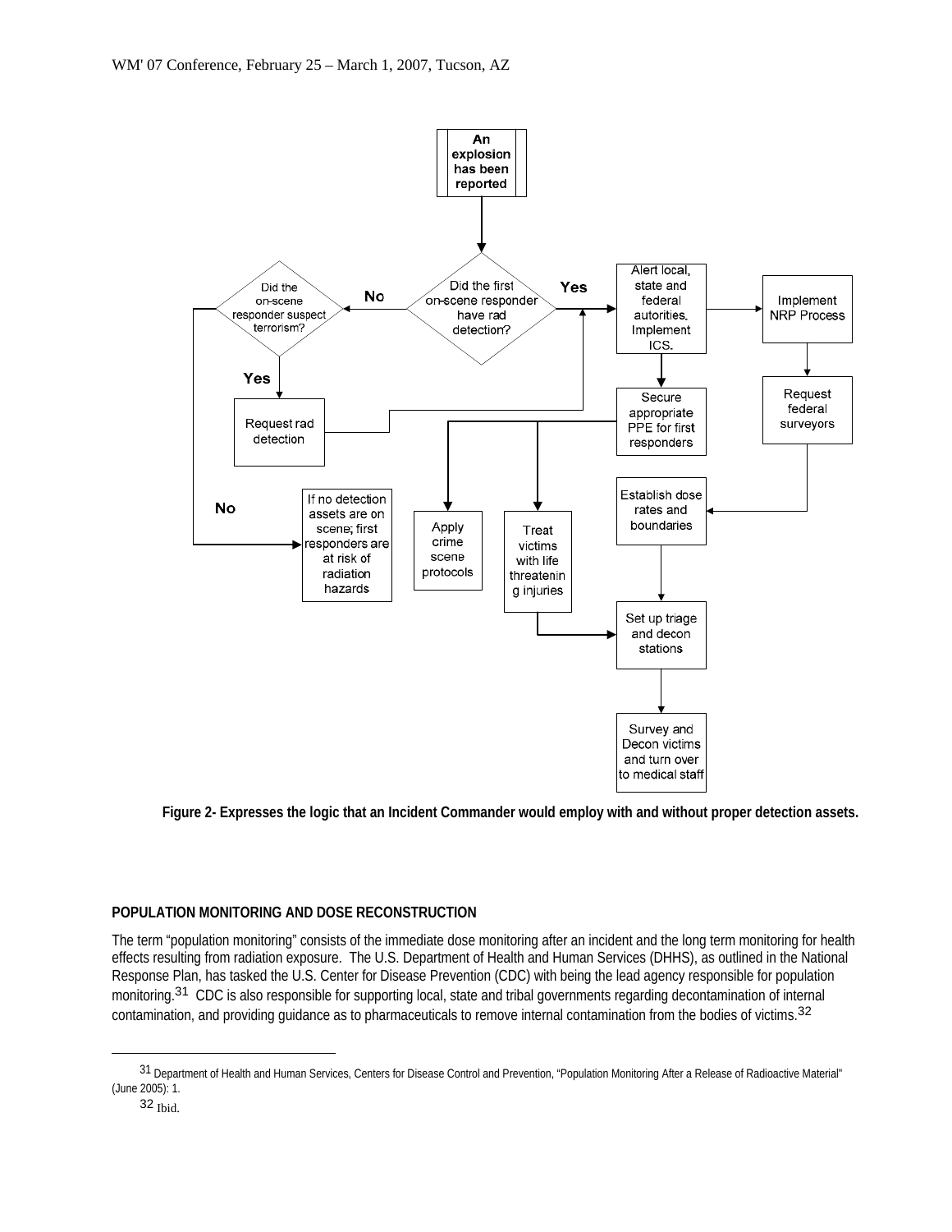Figure 2- Expresses the logic that an Incident Commander would employ with and without proper detection assets.

## POPULATION MONITORING AND DOSE RECONSTRUCTION

The term "population monitoring" consists of the immediate dose monitoring after an incident and the long term monitoring for health effects resulting from radiation exposure. The U.S. Department of Health and Human Services (DHHS), as outlined in the National Response Plan, has tasked the U.S. Center for Disease Prevention (CDC) with being the lead agency responsible for population monitoring.[31] CDC is also responsible for supporting local, state and tribal governments regarding decontamination of internal contamination, and providing guidance as to pharmaceuticals to remove internal contamination from the bodies of victims.[32]

[31] Department of Health and Human Services, Centers for Disease Control and Prevention, "Population Monitoring After a Release of Radioactive Material" (June 2005): 1.

[32] Ibid.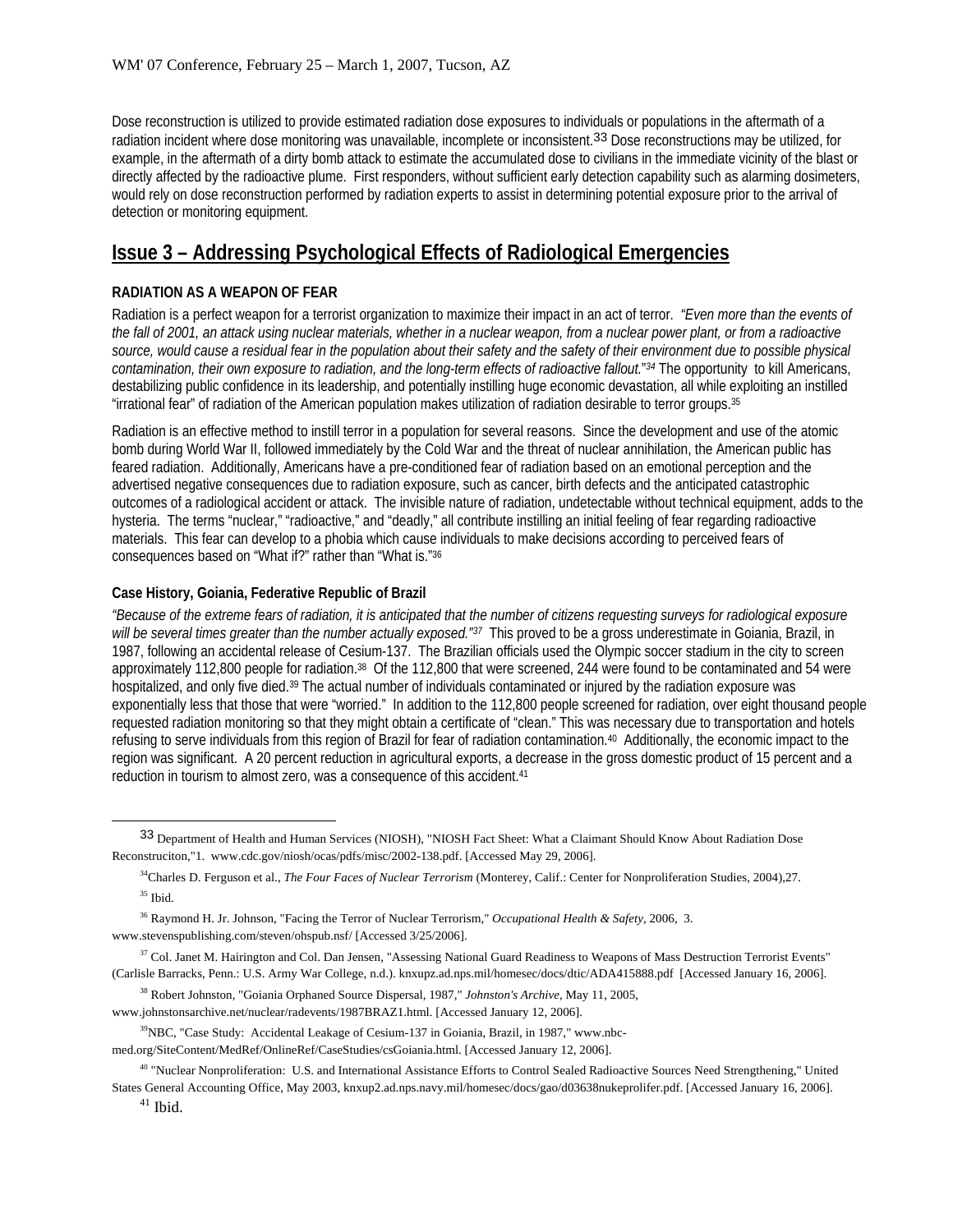Dose reconstruction is utilized to provide estimated radiation dose exposures to individuals or populations in the aftermath of a radiation incident where dose monitoring was unavailable, incomplete or inconsistent.[33] Dose reconstructions may be utilized, for example, in the aftermath of a dirty bomb attack to estimate the accumulated dose to civilians in the immediate vicinity of the blast or directly affected by the radioactive plume. First responders, without sufficient early detection capability such as alarming dosimeters, would rely on dose reconstruction performed by radiation experts to assist in determining potential exposure prior to the arrival of detection or monitoring equipment.

## Issue 3 – Addressing Psychological Effects of Radiological Emergencies

### RADIATION AS A WEAPON OF FEAR

Radiation is a perfect weapon for a terrorist organization to maximize their impact in an act of terror. *"Even more than the events of the fall of 2001, an attack using nuclear materials, whether in a nuclear weapon, from a nuclear power plant, or from a radioactive source, would cause a residual fear in the population about their safety and the safety of their environment due to possible physical contamination, their own exposure to radiation, and the long-term effects of radioactive fallout."*[34] The opportunity to kill Americans, destabilizing public confidence in its leadership, and potentially instilling huge economic devastation, all while exploiting an instilled "irrational fear" of radiation of the American population makes utilization of radiation desirable to terror groups.[35]

Radiation is an effective method to instill terror in a population for several reasons. Since the development and use of the atomic bomb during World War II, followed immediately by the Cold War and the threat of nuclear annihilation, the American public has feared radiation. Additionally, Americans have a pre-conditioned fear of radiation based on an emotional perception and the advertised negative consequences due to radiation exposure, such as cancer, birth defects and the anticipated catastrophic outcomes of a radiological accident or attack. The invisible nature of radiation, undetectable without technical equipment, adds to the hysteria. The terms "nuclear," "radioactive," and "deadly," all contribute instilling an initial feeling of fear regarding radioactive materials. This fear can develop to a phobia which cause individuals to make decisions according to perceived fears of consequences based on "What if?" rather than "What is."[36]

### Case History, Goiania, Federative Republic of Brazil

*"Because of the extreme fears of radiation, it is anticipated that the number of citizens requesting surveys for radiological exposure will be several times greater than the number actually exposed."*[37] This proved to be a gross underestimate in Goiania, Brazil, in 1987, following an accidental release of Cesium-137. The Brazilian officials used the Olympic soccer stadium in the city to screen approximately 112,800 people for radiation.[38] Of the 112,800 that were screened, 244 were found to be contaminated and 54 were hospitalized, and only five died.[39] The actual number of individuals contaminated or injured by the radiation exposure was exponentially less that those that were "worried." In addition to the 112,800 people screened for radiation, over eight thousand people requested radiation monitoring so that they might obtain a certificate of "clean." This was necessary due to transportation and hotels refusing to serve individuals from this region of Brazil for fear of radiation contamination.[40] Additionally, the economic impact to the region was significant. A 20 percent reduction in agricultural exports, a decrease in the gross domestic product of 15 percent and a reduction in tourism to almost zero, was a consequence of this accident.[41]

---

[33] Department of Health and Human Services (NIOSH), "NIOSH Fact Sheet: What a Claimant Should Know About Radiation Dose Reconstruciton,"1. www.cdc.gov/niosh/ocas/pdfs/misc/2002-138.pdf. [Accessed May 29, 2006].

[34] Charles D. Ferguson et al., *The Four Faces of Nuclear Terrorism* (Monterey, Calif.: Center for Nonproliferation Studies, 2004),27.

[35] Ibid.

[36] Raymond H. Jr. Johnson, "Facing the Terror of Nuclear Terrorism," *Occupational Health & Safety*, 2006, 3. www.stevenspublishing.com/steven/ohspub.nsf/ [Accessed 3/25/2006].

[37] Col. Janet M. Hairington and Col. Dan Jensen, "Assessing National Guard Readiness to Weapons of Mass Destruction Terrorist Events" (Carlisle Barracks, Penn.: U.S. Army War College, n.d.). knxupz.ad.nps.mil/homesec/docs/dtic/ADA415888.pdf [Accessed January 16, 2006].

[38] Robert Johnston, "Goiania Orphaned Source Dispersal, 1987," *Johnston's Archive*, May 11, 2005, www.johnstonsarchive.net/nuclear/radevents/1987BRAZ1.html. [Accessed January 12, 2006].

[39] NBC, "Case Study: Accidental Leakage of Cesium-137 in Goiania, Brazil, in 1987," www.nbc-med.org/SiteContent/MedRef/OnlineRef/CaseStudies/csGoiania.html. [Accessed January 12, 2006].

[40] "Nuclear Nonproliferation: U.S. and International Assistance Efforts to Control Sealed Radioactive Sources Need Strengthening," United States General Accounting Office, May 2003, knxup2.ad.nps.navy.mil/homesec/docs/gao/d03638nukeprolifer.pdf. [Accessed January 16, 2006].

[41] Ibid.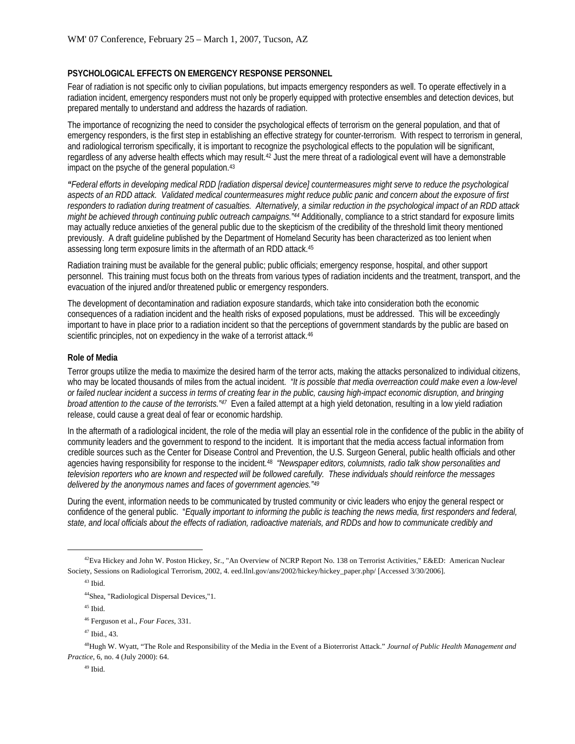**PSYCHOLOGICAL EFFECTS ON EMERGENCY RESPONSE PERSONNEL**

Fear of radiation is not specific only to civilian populations, but impacts emergency responders as well. To operate effectively in a radiation incident, emergency responders must not only be properly equipped with protective ensembles and detection devices, but prepared mentally to understand and address the hazards of radiation.

The importance of recognizing the need to consider the psychological effects of terrorism on the general population, and that of emergency responders, is the first step in establishing an effective strategy for counter-terrorism. With respect to terrorism in general, and radiological terrorism specifically, it is important to recognize the psychological effects to the population will be significant, regardless of any adverse health effects which may result.[42] Just the mere threat of a radiological event will have a demonstrable impact on the psyche of the general population.[43]

*"Federal efforts in developing medical RDD [radiation dispersal device] countermeasures might serve to reduce the psychological aspects of an RDD attack. Validated medical countermeasures might reduce public panic and concern about the exposure of first responders to radiation during treatment of casualties. Alternatively, a similar reduction in the psychological impact of an RDD attack might be achieved through continuing public outreach campaigns."[44]* Additionally, compliance to a strict standard for exposure limits may actually reduce anxieties of the general public due to the skepticism of the credibility of the threshold limit theory mentioned previously. A draft guideline published by the Department of Homeland Security has been characterized as too lenient when assessing long term exposure limits in the aftermath of an RDD attack.[45]

Radiation training must be available for the general public; public officials; emergency response, hospital, and other support personnel. This training must focus both on the threats from various types of radiation incidents and the treatment, transport, and the evacuation of the injured and/or threatened public or emergency responders.

The development of decontamination and radiation exposure standards, which take into consideration both the economic consequences of a radiation incident and the health risks of exposed populations, must be addressed. This will be exceedingly important to have in place prior to a radiation incident so that the perceptions of government standards by the public are based on scientific principles, not on expediency in the wake of a terrorist attack.[46]

**Role of Media**

Terror groups utilize the media to maximize the desired harm of the terror acts, making the attacks personalized to individual citizens, who may be located thousands of miles from the actual incident. *"It is possible that media overreaction could make even a low-level or failed nuclear incident a success in terms of creating fear in the public, causing high-impact economic disruption, and bringing broad attention to the cause of the terrorists."[47]* Even a failed attempt at a high yield detonation, resulting in a low yield radiation release, could cause a great deal of fear or economic hardship.

In the aftermath of a radiological incident, the role of the media will play an essential role in the confidence of the public in the ability of community leaders and the government to respond to the incident. It is important that the media access factual information from credible sources such as the Center for Disease Control and Prevention, the U.S. Surgeon General, public health officials and other agencies having responsibility for response to the incident.[48] *"Newspaper editors, columnists, radio talk show personalities and television reporters who are known and respected will be followed carefully. These individuals should reinforce the messages delivered by the anonymous names and faces of government agencies."[49]*

During the event, information needs to be communicated by trusted community or civic leaders who enjoy the general respect or confidence of the general public. "*Equally important to informing the public is teaching the news media, first responders and federal, state, and local officials about the effects of radiation, radioactive materials, and RDDs and how to communicate credibly and*

---

[42] Eva Hickey and John W. Poston Hickey, Sr., "An Overview of NCRP Report No. 138 on Terrorist Activities," E&ED: American Nuclear Society, Sessions on Radiological Terrorism, 2002, 4. eed.llnl.gov/ans/2002/hickey/hickey_paper.php/ [Accessed 3/30/2006].

[43] Ibid.

[44] Shea, "Radiological Dispersal Devices,"1.

[45] Ibid.

[46] Ferguson et al., *Four Faces*, 331.

[47] Ibid., 43.

[48] Hugh W. Wyatt, "The Role and Responsibility of the Media in the Event of a Bioterrorist Attack." *Journal of Public Health Management and Practice*, 6, no. 4 (July 2000): 64.

[49] Ibid.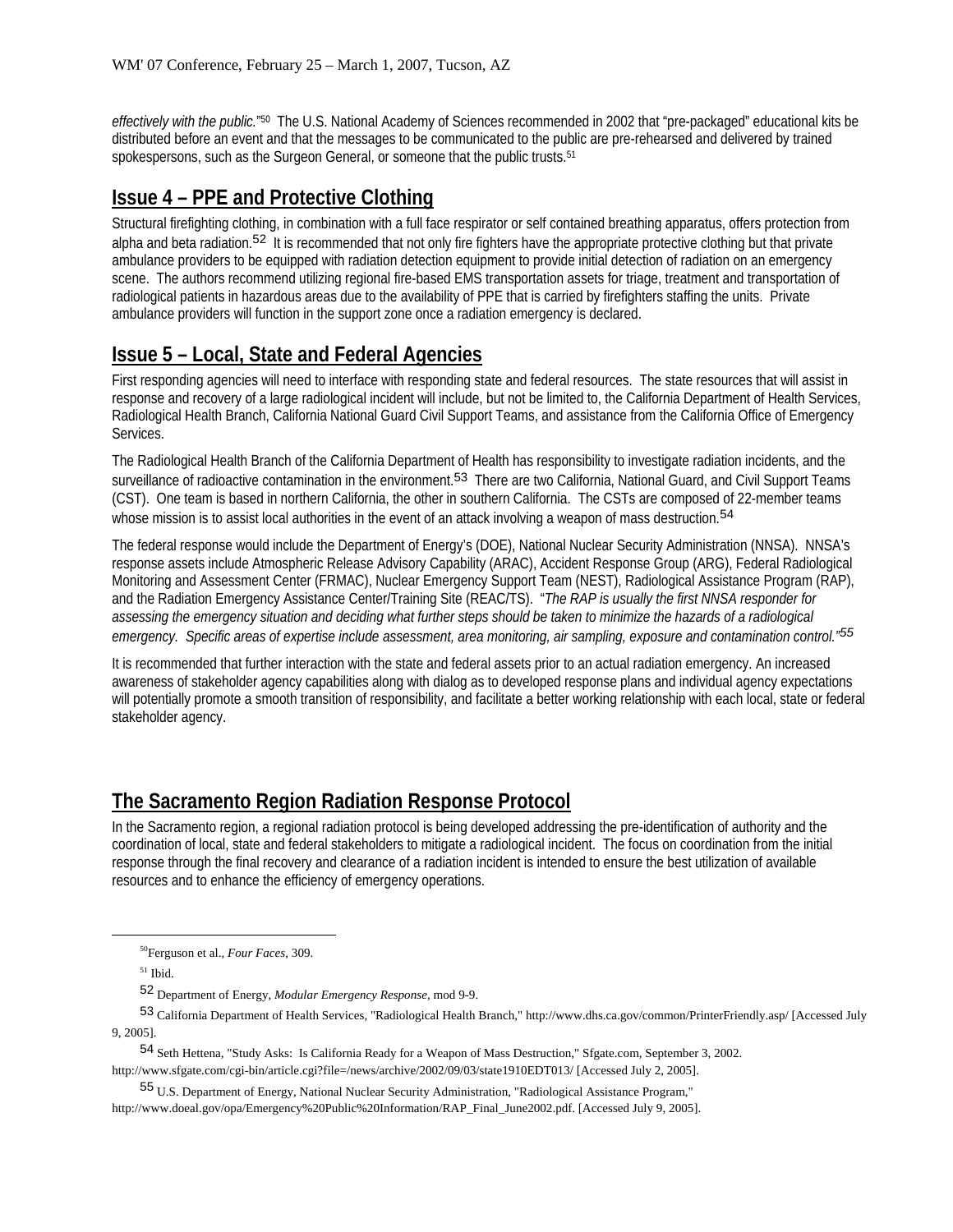*effectively with the public.*"[50] The U.S. National Academy of Sciences recommended in 2002 that "pre-packaged" educational kits be distributed before an event and that the messages to be communicated to the public are pre-rehearsed and delivered by trained spokespersons, such as the Surgeon General, or someone that the public trusts.[51]

## Issue 4 – PPE and Protective Clothing

Structural firefighting clothing, in combination with a full face respirator or self contained breathing apparatus, offers protection from alpha and beta radiation.[52] It is recommended that not only fire fighters have the appropriate protective clothing but that private ambulance providers to be equipped with radiation detection equipment to provide initial detection of radiation on an emergency scene. The authors recommend utilizing regional fire-based EMS transportation assets for triage, treatment and transportation of radiological patients in hazardous areas due to the availability of PPE that is carried by firefighters staffing the units. Private ambulance providers will function in the support zone once a radiation emergency is declared.

## Issue 5 – Local, State and Federal Agencies

First responding agencies will need to interface with responding state and federal resources. The state resources that will assist in response and recovery of a large radiological incident will include, but not be limited to, the California Department of Health Services, Radiological Health Branch, California National Guard Civil Support Teams, and assistance from the California Office of Emergency Services.

The Radiological Health Branch of the California Department of Health has responsibility to investigate radiation incidents, and the surveillance of radioactive contamination in the environment.[53] There are two California, National Guard, and Civil Support Teams (CST). One team is based in northern California, the other in southern California. The CSTs are composed of 22-member teams whose mission is to assist local authorities in the event of an attack involving a weapon of mass destruction.[54]

The federal response would include the Department of Energy's (DOE), National Nuclear Security Administration (NNSA). NNSA's response assets include Atmospheric Release Advisory Capability (ARAC), Accident Response Group (ARG), Federal Radiological Monitoring and Assessment Center (FRMAC), Nuclear Emergency Support Team (NEST), Radiological Assistance Program (RAP), and the Radiation Emergency Assistance Center/Training Site (REAC/TS). "*The RAP is usually the first NNSA responder for assessing the emergency situation and deciding what further steps should be taken to minimize the hazards of a radiological emergency. Specific areas of expertise include assessment, area monitoring, air sampling, exposure and contamination control.*"[55]

It is recommended that further interaction with the state and federal assets prior to an actual radiation emergency. An increased awareness of stakeholder agency capabilities along with dialog as to developed response plans and individual agency expectations will potentially promote a smooth transition of responsibility, and facilitate a better working relationship with each local, state or federal stakeholder agency.

## The Sacramento Region Radiation Response Protocol

In the Sacramento region, a regional radiation protocol is being developed addressing the pre-identification of authority and the coordination of local, state and federal stakeholders to mitigate a radiological incident. The focus on coordination from the initial response through the final recovery and clearance of a radiation incident is intended to ensure the best utilization of available resources and to enhance the efficiency of emergency operations.

---

[50] Ferguson et al., *Four Faces*, 309.

[51] Ibid.

[52] Department of Energy, *Modular Emergency Response*, mod 9-9.

[53] California Department of Health Services, "Radiological Health Branch," http://www.dhs.ca.gov/common/PrinterFriendly.asp/ [Accessed July 9, 2005].

[54] Seth Hettena, "Study Asks: Is California Ready for a Weapon of Mass Destruction," Sfgate.com, September 3, 2002. http://www.sfgate.com/cgi-bin/article.cgi?file=/news/archive/2002/09/03/state1910EDT013/ [Accessed July 2, 2005].

[55] U.S. Department of Energy, National Nuclear Security Administration, "Radiological Assistance Program," http://www.doeal.gov/opa/Emergency%20Public%20Information/RAP_Final_June2002.pdf. [Accessed July 9, 2005].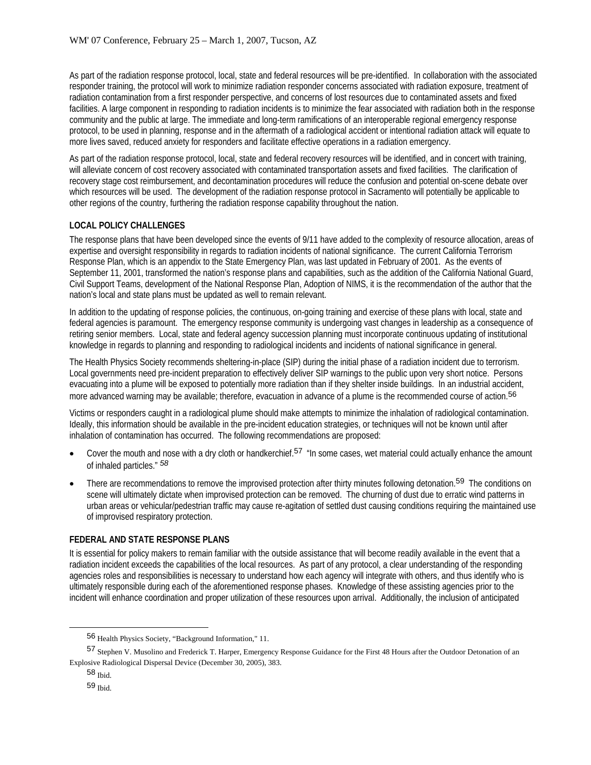As part of the radiation response protocol, local, state and federal resources will be pre-identified. In collaboration with the associated responder training, the protocol will work to minimize radiation responder concerns associated with radiation exposure, treatment of radiation contamination from a first responder perspective, and concerns of lost resources due to contaminated assets and fixed facilities. A large component in responding to radiation incidents is to minimize the fear associated with radiation both in the response community and the public at large. The immediate and long-term ramifications of an interoperable regional emergency response protocol, to be used in planning, response and in the aftermath of a radiological accident or intentional radiation attack will equate to more lives saved, reduced anxiety for responders and facilitate effective operations in a radiation emergency.

As part of the radiation response protocol, local, state and federal recovery resources will be identified, and in concert with training, will alleviate concern of cost recovery associated with contaminated transportation assets and fixed facilities. The clarification of recovery stage cost reimbursement, and decontamination procedures will reduce the confusion and potential on-scene debate over which resources will be used. The development of the radiation response protocol in Sacramento will potentially be applicable to other regions of the country, furthering the radiation response capability throughout the nation.

## LOCAL POLICY CHALLENGES

The response plans that have been developed since the events of 9/11 have added to the complexity of resource allocation, areas of expertise and oversight responsibility in regards to radiation incidents of national significance. The current California Terrorism Response Plan, which is an appendix to the State Emergency Plan, was last updated in February of 2001. As the events of September 11, 2001, transformed the nation's response plans and capabilities, such as the addition of the California National Guard, Civil Support Teams, development of the National Response Plan, Adoption of NIMS, it is the recommendation of the author that the nation's local and state plans must be updated as well to remain relevant.

In addition to the updating of response policies, the continuous, on-going training and exercise of these plans with local, state and federal agencies is paramount. The emergency response community is undergoing vast changes in leadership as a consequence of retiring senior members. Local, state and federal agency succession planning must incorporate continuous updating of institutional knowledge in regards to planning and responding to radiological incidents and incidents of national significance in general.

The Health Physics Society recommends sheltering-in-place (SIP) during the initial phase of a radiation incident due to terrorism. Local governments need pre-incident preparation to effectively deliver SIP warnings to the public upon very short notice. Persons evacuating into a plume will be exposed to potentially more radiation than if they shelter inside buildings. In an industrial accident, more advanced warning may be available; therefore, evacuation in advance of a plume is the recommended course of action.[56]

Victims or responders caught in a radiological plume should make attempts to minimize the inhalation of radiological contamination. Ideally, this information should be available in the pre-incident education strategies, or techniques will not be known until after inhalation of contamination has occurred. The following recommendations are proposed:

- Cover the mouth and nose with a dry cloth or handkerchief.[57] "In some cases, wet material could actually enhance the amount of inhaled particles." *[58]*
- There are recommendations to remove the improvised protection after thirty minutes following detonation.[59] The conditions on scene will ultimately dictate when improvised protection can be removed. The churning of dust due to erratic wind patterns in urban areas or vehicular/pedestrian traffic may cause re-agitation of settled dust causing conditions requiring the maintained use of improvised respiratory protection.

## FEDERAL AND STATE RESPONSE PLANS

It is essential for policy makers to remain familiar with the outside assistance that will become readily available in the event that a radiation incident exceeds the capabilities of the local resources. As part of any protocol, a clear understanding of the responding agencies roles and responsibilities is necessary to understand how each agency will integrate with others, and thus identify who is ultimately responsible during each of the aforementioned response phases. Knowledge of these assisting agencies prior to the incident will enhance coordination and proper utilization of these resources upon arrival. Additionally, the inclusion of anticipated

---

[56] Health Physics Society, "Background Information," 11.

[57] Stephen V. Musolino and Frederick T. Harper, Emergency Response Guidance for the First 48 Hours after the Outdoor Detonation of an Explosive Radiological Dispersal Device (December 30, 2005), 383.

[58] Ibid.

[59] Ibid.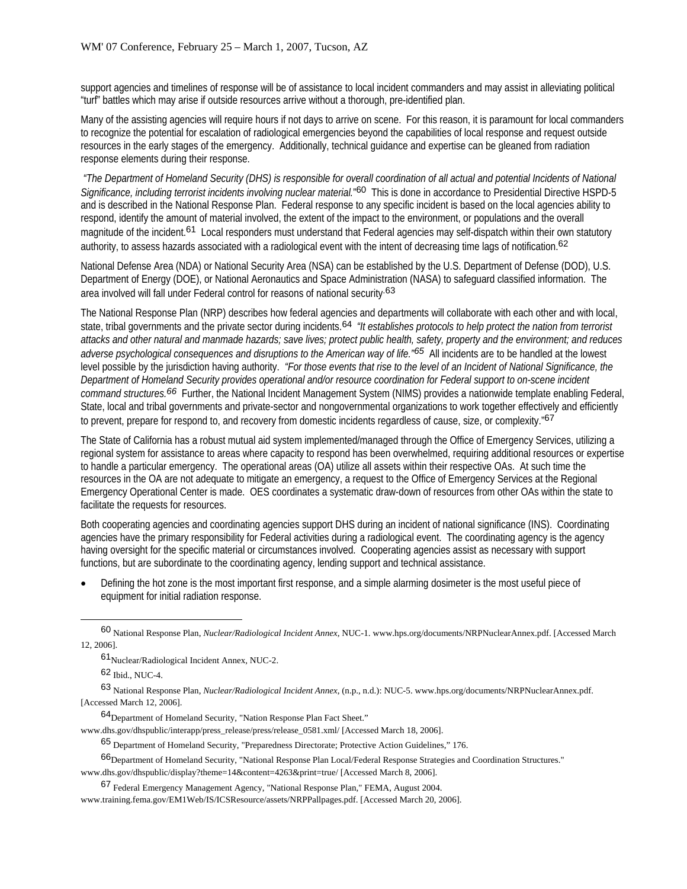support agencies and timelines of response will be of assistance to local incident commanders and may assist in alleviating political "turf" battles which may arise if outside resources arrive without a thorough, pre-identified plan.

Many of the assisting agencies will require hours if not days to arrive on scene. For this reason, it is paramount for local commanders to recognize the potential for escalation of radiological emergencies beyond the capabilities of local response and request outside resources in the early stages of the emergency. Additionally, technical guidance and expertise can be gleaned from radiation response elements during their response.

*"The Department of Homeland Security (DHS) is responsible for overall coordination of all actual and potential Incidents of National Significance, including terrorist incidents involving nuclear material."*[60] This is done in accordance to Presidential Directive HSPD-5 and is described in the National Response Plan. Federal response to any specific incident is based on the local agencies ability to respond, identify the amount of material involved, the extent of the impact to the environment, or populations and the overall magnitude of the incident.[61] Local responders must understand that Federal agencies may self-dispatch within their own statutory authority, to assess hazards associated with a radiological event with the intent of decreasing time lags of notification.[62]

National Defense Area (NDA) or National Security Area (NSA) can be established by the U.S. Department of Defense (DOD), U.S. Department of Energy (DOE), or National Aeronautics and Space Administration (NASA) to safeguard classified information. The area involved will fall under Federal control for reasons of national security.[63]

The National Response Plan (NRP) describes how federal agencies and departments will collaborate with each other and with local, state, tribal governments and the private sector during incidents.[64] *"It establishes protocols to help protect the nation from terrorist attacks and other natural and manmade hazards; save lives; protect public health, safety, property and the environment; and reduces adverse psychological consequences and disruptions to the American way of life."*[65] All incidents are to be handled at the lowest level possible by the jurisdiction having authority. *"For those events that rise to the level of an Incident of National Significance, the Department of Homeland Security provides operational and/or resource coordination for Federal support to on-scene incident command structures.*[66] Further, the National Incident Management System (NIMS) provides a nationwide template enabling Federal, State, local and tribal governments and private-sector and nongovernmental organizations to work together effectively and efficiently to prevent, prepare for respond to, and recovery from domestic incidents regardless of cause, size, or complexity."[67]

The State of California has a robust mutual aid system implemented/managed through the Office of Emergency Services, utilizing a regional system for assistance to areas where capacity to respond has been overwhelmed, requiring additional resources or expertise to handle a particular emergency. The operational areas (OA) utilize all assets within their respective OAs. At such time the resources in the OA are not adequate to mitigate an emergency, a request to the Office of Emergency Services at the Regional Emergency Operational Center is made. OES coordinates a systematic draw-down of resources from other OAs within the state to facilitate the requests for resources.

Both cooperating agencies and coordinating agencies support DHS during an incident of national significance (INS). Coordinating agencies have the primary responsibility for Federal activities during a radiological event. The coordinating agency is the agency having oversight for the specific material or circumstances involved. Cooperating agencies assist as necessary with support functions, but are subordinate to the coordinating agency, lending support and technical assistance.

- Defining the hot zone is the most important first response, and a simple alarming dosimeter is the most useful piece of equipment for initial radiation response.

---

[60] National Response Plan, *Nuclear/Radiological Incident Annex*, NUC-1. www.hps.org/documents/NRPNuclearAnnex.pdf. [Accessed March 12, 2006].

[61] Nuclear/Radiological Incident Annex, NUC-2.

[62] Ibid., NUC-4.

[63] National Response Plan, *Nuclear/Radiological Incident Annex*, (n.p., n.d.): NUC-5. www.hps.org/documents/NRPNuclearAnnex.pdf. [Accessed March 12, 2006].

[64] Department of Homeland Security, "Nation Response Plan Fact Sheet." www.dhs.gov/dhspublic/interapp/press_release/press/release_0581.xml/ [Accessed March 18, 2006].

[65] Department of Homeland Security, "Preparedness Directorate; Protective Action Guidelines," 176.

[66] Department of Homeland Security, "National Response Plan Local/Federal Response Strategies and Coordination Structures." www.dhs.gov/dhspublic/display?theme=14&content=4263&print=true/ [Accessed March 8, 2006].

[67] Federal Emergency Management Agency, "National Response Plan," FEMA, August 2004. www.training.fema.gov/EM1Web/IS/ICSResource/assets/NRPPallpages.pdf. [Accessed March 20, 2006].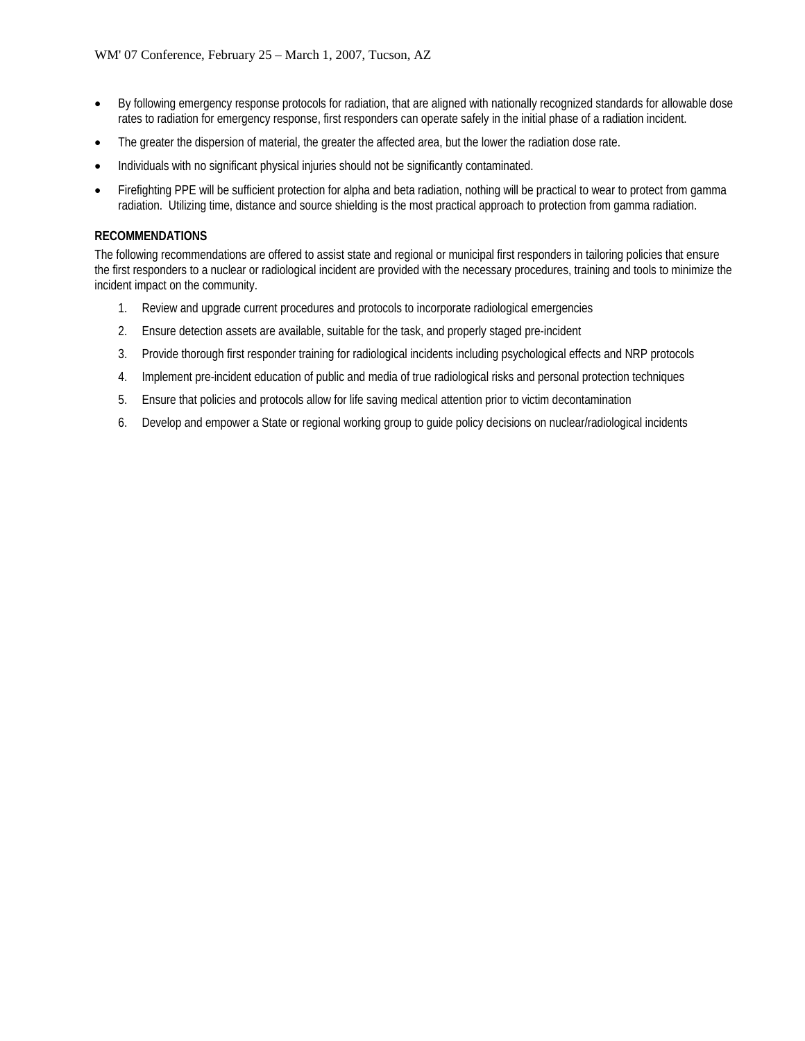- By following emergency response protocols for radiation, that are aligned with nationally recognized standards for allowable dose rates to radiation for emergency response, first responders can operate safely in the initial phase of a radiation incident.
- The greater the dispersion of material, the greater the affected area, but the lower the radiation dose rate.
- Individuals with no significant physical injuries should not be significantly contaminated.
- Firefighting PPE will be sufficient protection for alpha and beta radiation, nothing will be practical to wear to protect from gamma radiation. Utilizing time, distance and source shielding is the most practical approach to protection from gamma radiation.

## RECOMMENDATIONS

The following recommendations are offered to assist state and regional or municipal first responders in tailoring policies that ensure the first responders to a nuclear or radiological incident are provided with the necessary procedures, training and tools to minimize the incident impact on the community.

1. Review and upgrade current procedures and protocols to incorporate radiological emergencies
2. Ensure detection assets are available, suitable for the task, and properly staged pre-incident
3. Provide thorough first responder training for radiological incidents including psychological effects and NRP protocols
4. Implement pre-incident education of public and media of true radiological risks and personal protection techniques
5. Ensure that policies and protocols allow for life saving medical attention prior to victim decontamination
6. Develop and empower a State or regional working group to guide policy decisions on nuclear/radiological incidents